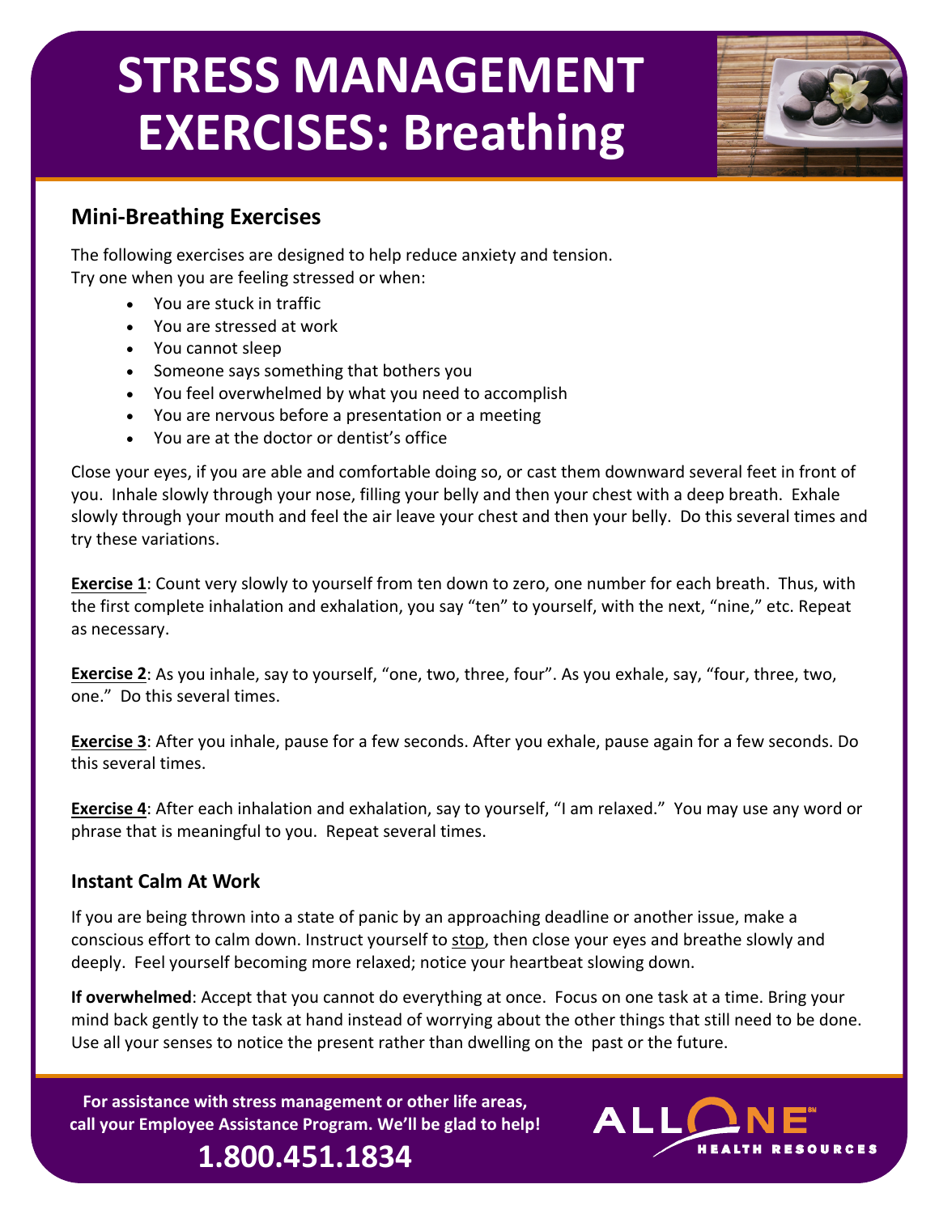# STRESS MANAGEMENT EXERCISES: Breathing

## Mini-Breathing Exercises

The following exercises are designed to help reduce anxiety and tension.
Try one when you are feeling stressed or when:

- You are stuck in traffic
- You are stressed at work
- You cannot sleep
- Someone says something that bothers you
- You feel overwhelmed by what you need to accomplish
- You are nervous before a presentation or a meeting
- You are at the doctor or dentist's office

Close your eyes, if you are able and comfortable doing so, or cast them downward several feet in front of you. Inhale slowly through your nose, filling your belly and then your chest with a deep breath. Exhale slowly through your mouth and feel the air leave your chest and then your belly. Do this several times and try these variations.

**Exercise 1**: Count very slowly to yourself from ten down to zero, one number for each breath. Thus, with the first complete inhalation and exhalation, you say "ten" to yourself, with the next, "nine," etc. Repeat as necessary.

**Exercise 2**: As you inhale, say to yourself, "one, two, three, four". As you exhale, say, "four, three, two, one." Do this several times.

**Exercise 3**: After you inhale, pause for a few seconds. After you exhale, pause again for a few seconds. Do this several times.

**Exercise 4**: After each inhalation and exhalation, say to yourself, "I am relaxed." You may use any word or phrase that is meaningful to you. Repeat several times.

## Instant Calm At Work

If you are being thrown into a state of panic by an approaching deadline or another issue, make a conscious effort to calm down. Instruct yourself to stop, then close your eyes and breathe slowly and deeply. Feel yourself becoming more relaxed; notice your heartbeat slowing down.

**If overwhelmed**: Accept that you cannot do everything at once. Focus on one task at a time. Bring your mind back gently to the task at hand instead of worrying about the other things that still need to be done. Use all your senses to notice the present rather than dwelling on the past or the future.

**For assistance with stress management or other life areas, call your Employee Assistance Program. We'll be glad to help!**

**1.800.451.1834**

ALLONE HEALTH RESOURCES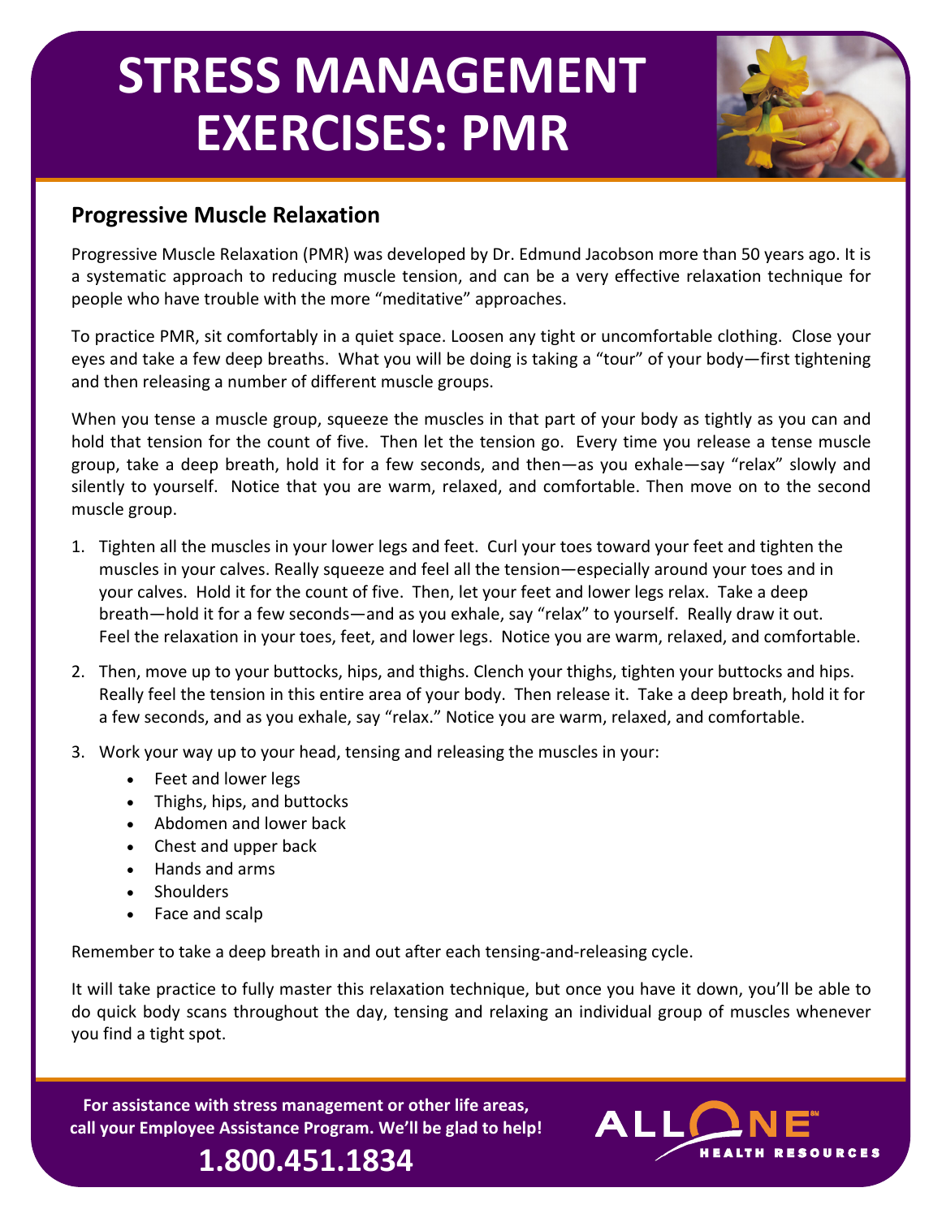# STRESS MANAGEMENT EXERCISES: PMR

## Progressive Muscle Relaxation

Progressive Muscle Relaxation (PMR) was developed by Dr. Edmund Jacobson more than 50 years ago. It is a systematic approach to reducing muscle tension, and can be a very effective relaxation technique for people who have trouble with the more "meditative" approaches.

To practice PMR, sit comfortably in a quiet space. Loosen any tight or uncomfortable clothing. Close your eyes and take a few deep breaths. What you will be doing is taking a "tour" of your body—first tightening and then releasing a number of different muscle groups.

When you tense a muscle group, squeeze the muscles in that part of your body as tightly as you can and hold that tension for the count of five. Then let the tension go. Every time you release a tense muscle group, take a deep breath, hold it for a few seconds, and then—as you exhale—say "relax" slowly and silently to yourself. Notice that you are warm, relaxed, and comfortable. Then move on to the second muscle group.

1. Tighten all the muscles in your lower legs and feet. Curl your toes toward your feet and tighten the muscles in your calves. Really squeeze and feel all the tension—especially around your toes and in your calves. Hold it for the count of five. Then, let your feet and lower legs relax. Take a deep breath—hold it for a few seconds—and as you exhale, say "relax" to yourself. Really draw it out. Feel the relaxation in your toes, feet, and lower legs. Notice you are warm, relaxed, and comfortable.
2. Then, move up to your buttocks, hips, and thighs. Clench your thighs, tighten your buttocks and hips. Really feel the tension in this entire area of your body. Then release it. Take a deep breath, hold it for a few seconds, and as you exhale, say "relax." Notice you are warm, relaxed, and comfortable.
3. Work your way up to your head, tensing and releasing the muscles in your:
   - Feet and lower legs
   - Thighs, hips, and buttocks
   - Abdomen and lower back
   - Chest and upper back
   - Hands and arms
   - Shoulders
   - Face and scalp

Remember to take a deep breath in and out after each tensing-and-releasing cycle.

It will take practice to fully master this relaxation technique, but once you have it down, you'll be able to do quick body scans throughout the day, tensing and relaxing an individual group of muscles whenever you find a tight spot.

**For assistance with stress management or other life areas, call your Employee Assistance Program. We'll be glad to help!**

**1.800.451.1834**

ALLONE HEALTH RESOURCES